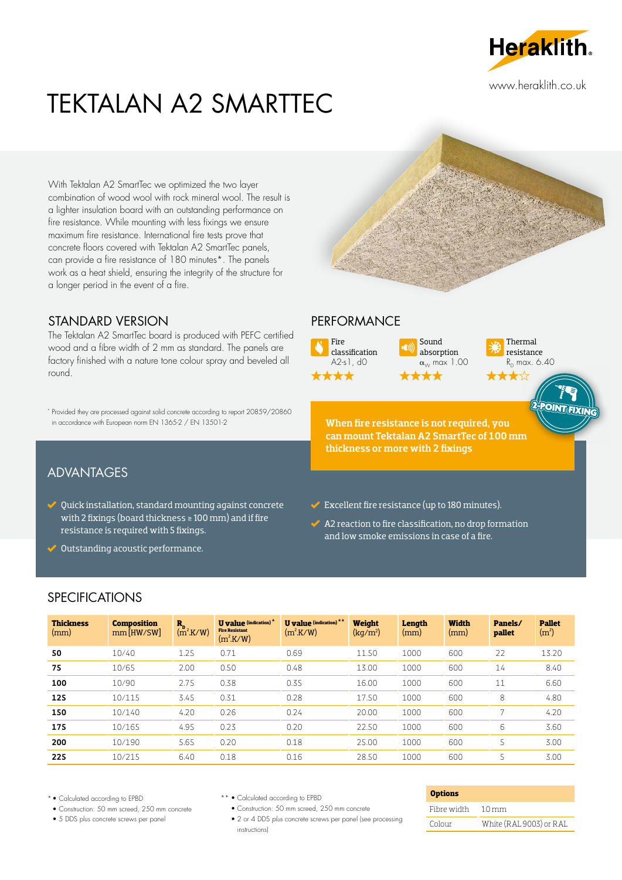Heraklith

www.heraklith.co.uk

# TEKTALAN A2 SMARTTEC

With Tektalan A2 SmartTec we optimized the two layer combination of wood wool with rock mineral wool. The result is a lighter insulation board with an outstanding performance on fire resistance. While mounting with less fixings we ensure maximum fire resistance. International fire tests prove that concrete floors covered with Tektalan A2 SmartTec panels, can provide a fire resistance of 180 minutes*. The panels work as a heat shield, ensuring the integrity of the structure for a longer period in the event of a fire.

## STANDARD VERSION

The Tektalan A2 SmartTec board is produced with PEFC certified wood and a fibre width of 2 mm as standard. The panels are factory finished with a nature tone colour spray and beveled all round.

* Provided they are processed against solid concrete according to report 20859/20860 in accordance with European norm EN 13652 / EN 13501-2

## PERFORMANCE

- Fire classification A2-s1, d0 ★★★★
- Sound absorption $\alpha_w$ max 1.00 ★★★★
- Thermal resistance $R_D$ max. 6.40 ★★★☆

2-POINT FIXING

**When fire resistance is not required, you can mount Tektalan A2 SmartTec of 100 mm thickness or more with 2 fixings**

## ADVANTAGES

- Quick installation, standard mounting against concrete with 2 fixings (board thickness ≥ 100 mm) and if fire resistance is required with 5 fixings.
- Outstanding acoustic performance.
- Excellent fire resistance (up to 180 minutes).
- A2 reaction to fire classification, no drop formation and low smoke emissions in case of a fire.

## SPECIFICATIONS

| **Thickness** (mm) | **Composition** mm [HW/SW] | $R_D$ ($m^2$.K/W) | **U value** (indication) * Fire Resistant ($m^2$.K/W) | **U value** (indication) ** ($m^2$.K/W) | **Weight** (kg/$m^2$) | **Length** (mm) | **Width** (mm) | **Panels/ pallet** | **Pallet** ($m^2$) |
|---|---|---|---|---|---|---|---|---|---|
| **50** | 10/40 | 1.25 | 0.71 | 0.69 | 11.50 | 1000 | 600 | 22 | 13.20 |
| **75** | 10/65 | 2.00 | 0.50 | 0.48 | 13.00 | 1000 | 600 | 14 | 8.40 |
| **100** | 10/90 | 2.75 | 0.38 | 0.35 | 16.00 | 1000 | 600 | 11 | 6.60 |
| **125** | 10/115 | 3.45 | 0.31 | 0.28 | 17.50 | 1000 | 600 | 8 | 4.80 |
| **150** | 10/140 | 4.20 | 0.26 | 0.24 | 20.00 | 1000 | 600 | 7 | 4.20 |
| **175** | 10/165 | 4.95 | 0.23 | 0.20 | 22.50 | 1000 | 600 | 6 | 3.60 |
| **200** | 10/190 | 5.65 | 0.20 | 0.18 | 25.00 | 1000 | 600 | 5 | 3.00 |
| **225** | 10/215 | 6.40 | 0.18 | 0.16 | 28.50 | 1000 | 600 | 5 | 3.00 |

\* • Calculated according to EPBD
• Construction: 50 mm screed, 250 mm concrete
• 5 DDS plus concrete screws per panel

\** • Calculated according to EPBD
• Construction: 50 mm screed, 250 mm concrete
• 2 or 4 DDS *plus* concrete screws per panel (see processing instructions)

| **Options** | |
|---|---|
| Fibre width | 1.0 mm |
| Colour | White (RAL 9003) or RAL |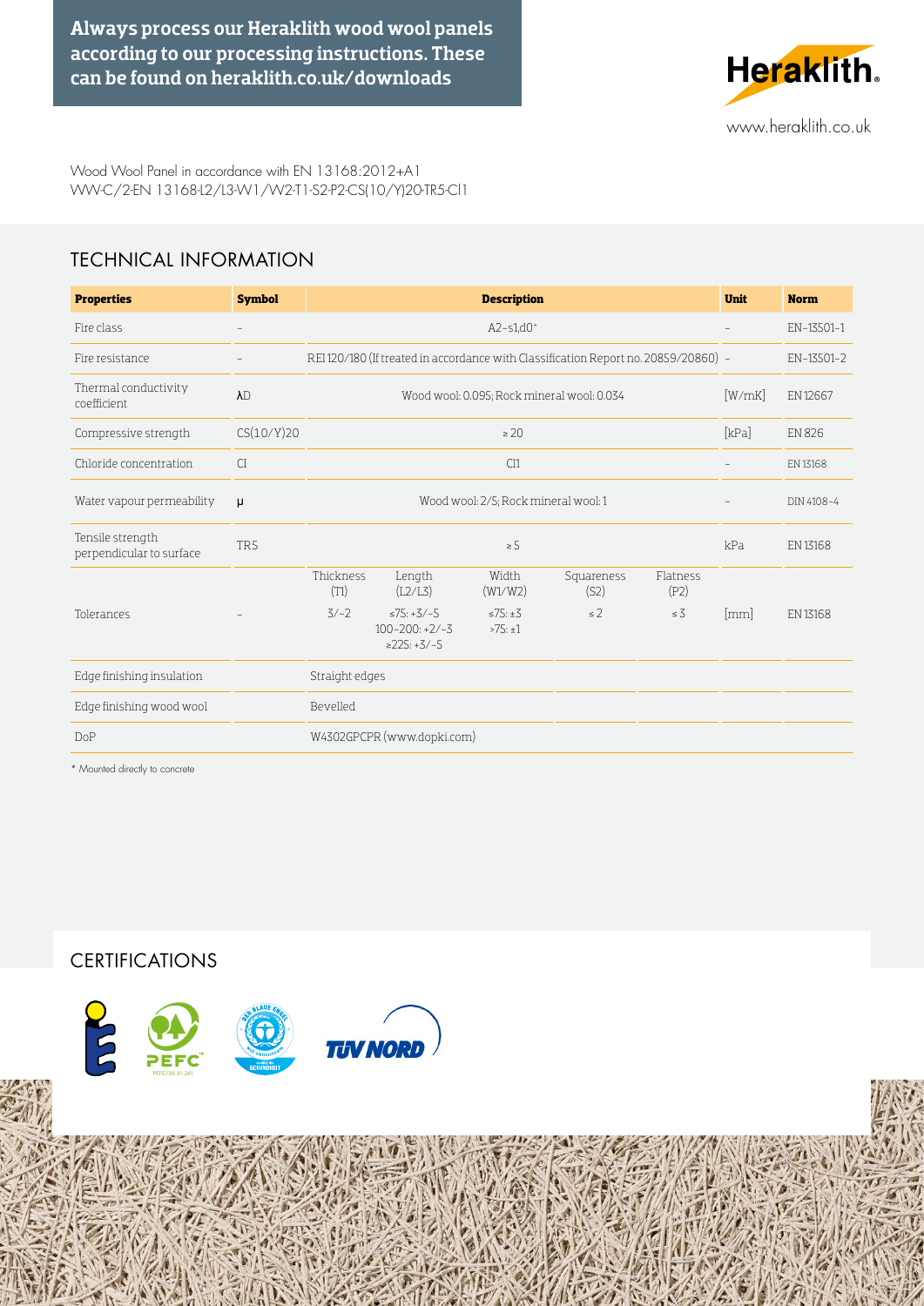**Always process our Heraklith wood wool panels according to our processing instructions. These can be found on heraklith.co.uk/downloads**

www.heraklith.co.uk

Wood Wool Panel in accordance with EN 13168:2012+A1
WW-C/2-EN 13168-L2/L3-W1/W2-T1-S2-P2-CS(10/Y)20-TR5-Cl1

## TECHNICAL INFORMATION

| Properties | Symbol | Description | | | | | Unit | Norm |
|---|---|---|---|---|---|---|---|---|
| Fire class | – | A2-s1,d0* | | | | | – | EN-13501-1 |
| Fire resistance | – | REI 120/180 (If treated in accordance with Classification Report no. 20859/20860) | | | | | – | EN-13501-2 |
| Thermal conductivity coefficient | λD | Wood wool: 0.095; Rock mineral wool: 0.034 | | | | | [W/mK] | EN 12667 |
| Compressive strength | CS(10/Y)20 | ≥ 20 | | | | | [kPa] | EN 826 |
| Chloride concentration | Cl | Cl1 | | | | | – | EN 13168 |
| Water vapour permeability | μ | Wood wool: 2/5; Rock mineral wool: 1 | | | | | – | DIN 4108-4 |
| Tensile strength perpendicular to surface | TR5 | ≥ 5 | | | | | kPa | EN 13168 |
| Tolerances | – | Thickness (T1) | Length (L2/L3) | Width (W1/W2) | Squareness (S2) | Flatness (P2) | [mm] | EN 13168 |
| | | 3/-2 | ≤75: +3/-5<br>100-200: +2/-3<br>≥225: +3/-5 | ≤75: ±3<br>>75: ±1 | ≤ 2 | ≤ 3 | | |
| Edge finishing insulation | | Straight edges | | | | | | |
| Edge finishing wood wool | | Bevelled | | | | | | |
| DoP | | W4302GPCPR (www.dopki.com) | | | | | | |

\* Mounted directly to concrete

## CERTIFICATIONS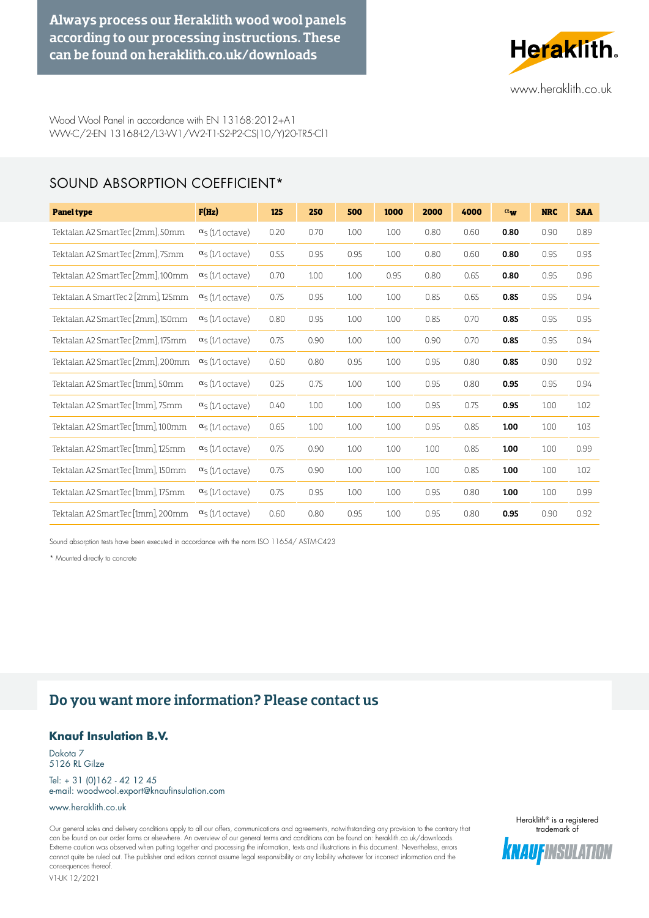**Always process our Heraklith wood wool panels according to our processing instructions. These can be found on heraklith.co.uk/downloads**

www.heraklith.co.uk

Wood Wool Panel in accordance with EN 13168:2012+A1
WW-C/2-EN 13168-L2/L3-W1/W2-T1-S2-P2-CS(10/Y)20-TR5-Cl1

## SOUND ABSORPTION COEFFICIENT*

| Panel type | F(Hz) | 125 | 250 | 500 | 1000 | 2000 | 4000 | $\alpha_w$ | NRC | SAA |
|---|---|---|---|---|---|---|---|---|---|---|
| Tektalan A2 SmartTec [2mm], 50mm | $\alpha_S$ (1/1 octave) | 0.20 | 0.70 | 1.00 | 1.00 | 0.80 | 0.60 | **0.80** | 0.90 | 0.89 |
| Tektalan A2 SmartTec [2mm], 75mm | $\alpha_S$ (1/1 octave) | 0.55 | 0.95 | 0.95 | 1.00 | 0.80 | 0.60 | **0.80** | 0.95 | 0.93 |
| Tektalan A2 SmartTec [2mm], 100mm | $\alpha_S$ (1/1 octave) | 0.70 | 1.00 | 1.00 | 0.95 | 0.80 | 0.65 | **0.80** | 0.95 | 0.96 |
| Tektalan A SmartTec 2 [2mm], 125mm | $\alpha_S$ (1/1 octave) | 0.75 | 0.95 | 1.00 | 1.00 | 0.85 | 0.65 | **0.85** | 0.95 | 0.94 |
| Tektalan A2 SmartTec [2mm], 150mm | $\alpha_S$ (1/1 octave) | 0.80 | 0.95 | 1.00 | 1.00 | 0.85 | 0.70 | **0.85** | 0.95 | 0.95 |
| Tektalan A2 SmartTec [2mm], 175mm | $\alpha_S$ (1/1 octave) | 0.75 | 0.90 | 1.00 | 1.00 | 0.90 | 0.70 | **0.85** | 0.95 | 0.94 |
| Tektalan A2 SmartTec [2mm], 200mm | $\alpha_S$ (1/1 octave) | 0.60 | 0.80 | 0.95 | 1.00 | 0.95 | 0.80 | **0.85** | 0.90 | 0.92 |
| Tektalan A2 SmartTec [1mm], 50mm | $\alpha_S$ (1/1 octave) | 0.25 | 0.75 | 1.00 | 1.00 | 0.95 | 0.80 | **0.95** | 0.95 | 0.94 |
| Tektalan A2 SmartTec [1mm], 75mm | $\alpha_S$ (1/1 octave) | 0.40 | 1.00 | 1.00 | 1.00 | 0.95 | 0.75 | **0.95** | 1.00 | 1.02 |
| Tektalan A2 SmartTec [1mm], 100mm | $\alpha_S$ (1/1 octave) | 0.65 | 1.00 | 1.00 | 1.00 | 0.95 | 0.85 | **1.00** | 1.00 | 1.03 |
| Tektalan A2 SmartTec [1mm], 125mm | $\alpha_S$ (1/1 octave) | 0.75 | 0.90 | 1.00 | 1.00 | 1.00 | 0.85 | **1.00** | 1.00 | 0.99 |
| Tektalan A2 SmartTec [1mm], 150mm | $\alpha_S$ (1/1 octave) | 0.75 | 0.90 | 1.00 | 1.00 | 1.00 | 0.85 | **1.00** | 1.00 | 1.02 |
| Tektalan A2 SmartTec [1mm], 175mm | $\alpha_S$ (1/1 octave) | 0.75 | 0.95 | 1.00 | 1.00 | 0.95 | 0.80 | **1.00** | 1.00 | 0.99 |
| Tektalan A2 SmartTec [1mm], 200mm | $\alpha_S$ (1/1 octave) | 0.60 | 0.80 | 0.95 | 1.00 | 0.95 | 0.80 | **0.95** | 0.90 | 0.92 |

Sound absorption tests have been executed in accordance with the norm ISO 11654/ ASTM-C423

\* Mounted directly to concrete

## Do you want more information? Please contact us

### Knauf Insulation B.V.

Dakota 7
5126 RL Gilze

Tel: + 31 (0)162 - 42 12 45
e-mail: woodwool.export@knaufinsulation.com

www.heraklith.co.uk

Our general sales and delivery conditions apply to all our offers, communications and agreements, notwithstanding any provision to the contrary that can be found on our order forms or elsewhere. An overview of our general terms and conditions can be found on: heraklith.co.uk/downloads. Extreme caution was observed when putting together and processing the information, texts and illustrations in this document. Nevertheless, errors cannot quite be ruled out. The publisher and editors cannot assume legal responsibility or any liability whatever for incorrect information and the consequences thereof.

Heraklith® is a registered trademark of Knauf Insulation

V1-UK 12/2021